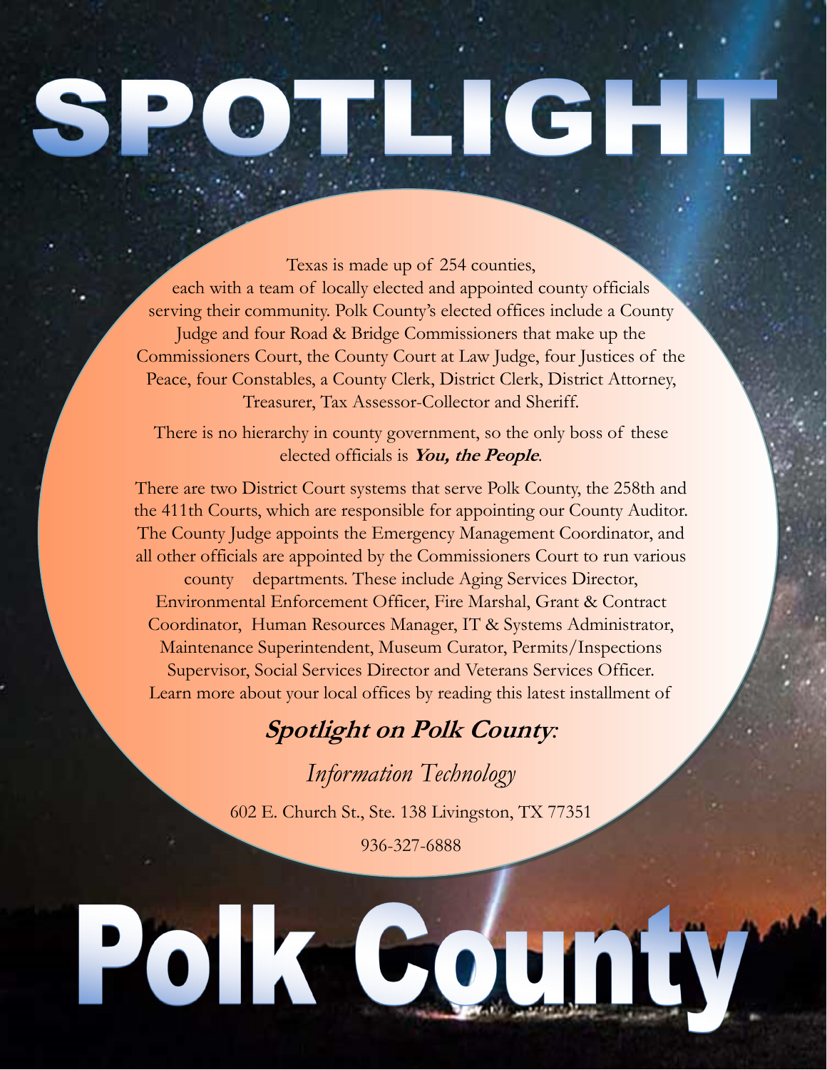# SPOTLIGHT

Texas is made up of 254 counties, each with a team of locally elected and appointed county officials serving their community. Polk County's elected offices include a County Judge and four Road & Bridge Commissioners that make up the Commissioners Court, the County Court at Law Judge, four Justices of the Peace, four Constables, a County Clerk, District Clerk, District Attorney, Treasurer, Tax Assessor-Collector and Sheriff.

There is no hierarchy in county government, so the only boss of these elected officials is ***You, the People***.

There are two District Court systems that serve Polk County, the 258th and the 411th Courts, which are responsible for appointing our County Auditor. The County Judge appoints the Emergency Management Coordinator, and all other officials are appointed by the Commissioners Court to run various county departments. These include Aging Services Director, Environmental Enforcement Officer, Fire Marshal, Grant & Contract Coordinator, Human Resources Manager, IT & Systems Administrator, Maintenance Superintendent, Museum Curator, Permits/Inspections Supervisor, Social Services Director and Veterans Services Officer. Learn more about your local offices by reading this latest installment of

## ***Spotlight on Polk County:***

*Information Technology*

602 E. Church St., Ste. 138 Livingston, TX 77351

936-327-6888

# Polk County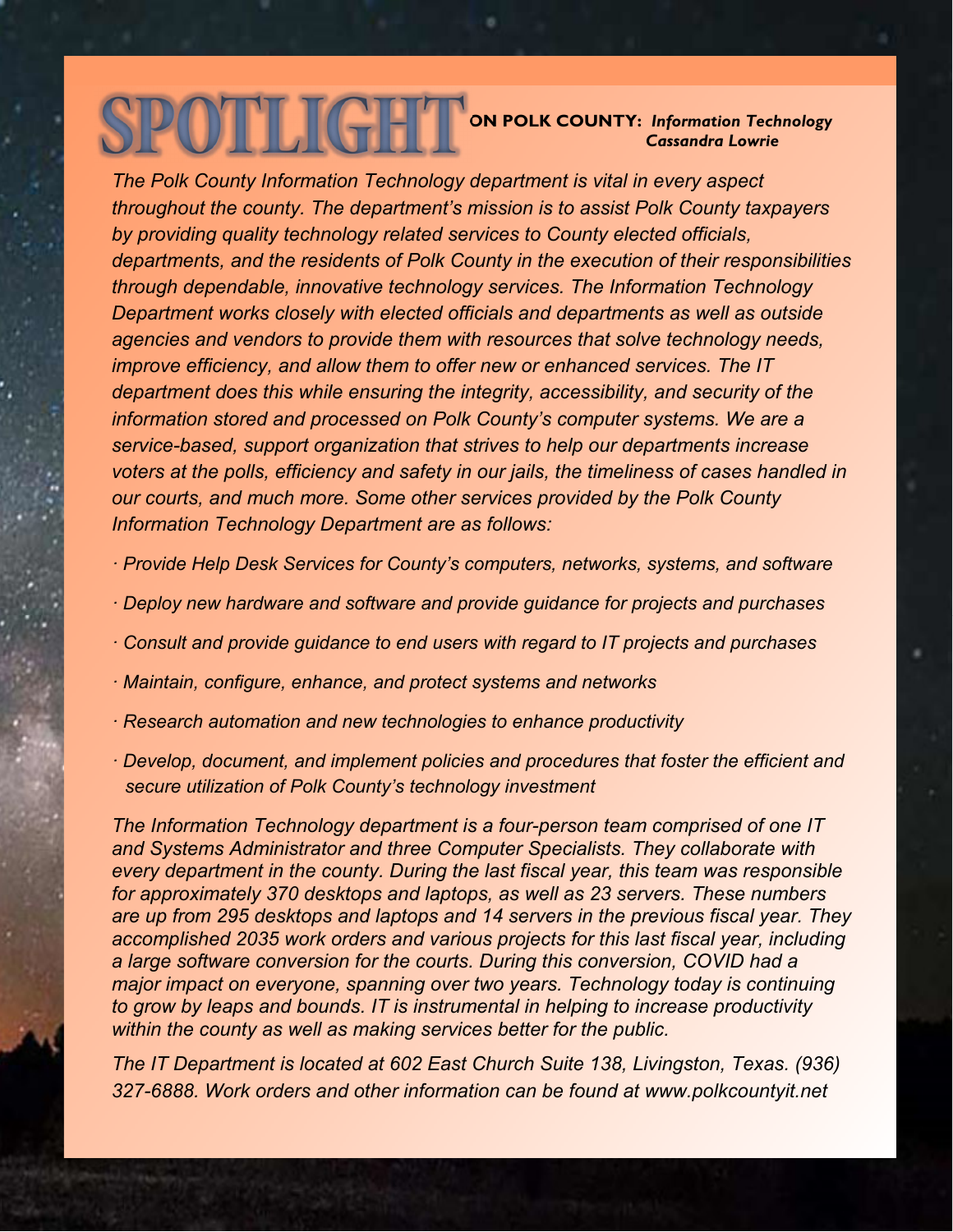# SPOTLIGHT ON POLK COUNTY: *Information Technology*

*Cassandra Lowrie*

*The Polk County Information Technology department is vital in every aspect throughout the county. The department's mission is to assist Polk County taxpayers by providing quality technology related services to County elected officials, departments, and the residents of Polk County in the execution of their responsibilities through dependable, innovative technology services. The Information Technology Department works closely with elected officials and departments as well as outside agencies and vendors to provide them with resources that solve technology needs, improve efficiency, and allow them to offer new or enhanced services. The IT department does this while ensuring the integrity, accessibility, and security of the information stored and processed on Polk County's computer systems. We are a service-based, support organization that strives to help our departments increase voters at the polls, efficiency and safety in our jails, the timeliness of cases handled in our courts, and much more. Some other services provided by the Polk County Information Technology Department are as follows:*

- *Provide Help Desk Services for County's computers, networks, systems, and software*
- *Deploy new hardware and software and provide guidance for projects and purchases*
- *Consult and provide guidance to end users with regard to IT projects and purchases*
- *Maintain, configure, enhance, and protect systems and networks*
- *Research automation and new technologies to enhance productivity*
- *Develop, document, and implement policies and procedures that foster the efficient and secure utilization of Polk County's technology investment*

*The Information Technology department is a four-person team comprised of one IT and Systems Administrator and three Computer Specialists. They collaborate with every department in the county. During the last fiscal year, this team was responsible for approximately 370 desktops and laptops, as well as 23 servers. These numbers are up from 295 desktops and laptops and 14 servers in the previous fiscal year. They accomplished 2035 work orders and various projects for this last fiscal year, including a large software conversion for the courts. During this conversion, COVID had a major impact on everyone, spanning over two years. Technology today is continuing to grow by leaps and bounds. IT is instrumental in helping to increase productivity within the county as well as making services better for the public.*

*The IT Department is located at 602 East Church Suite 138, Livingston, Texas. (936) 327-6888. Work orders and other information can be found at www.polkcountyit.net*